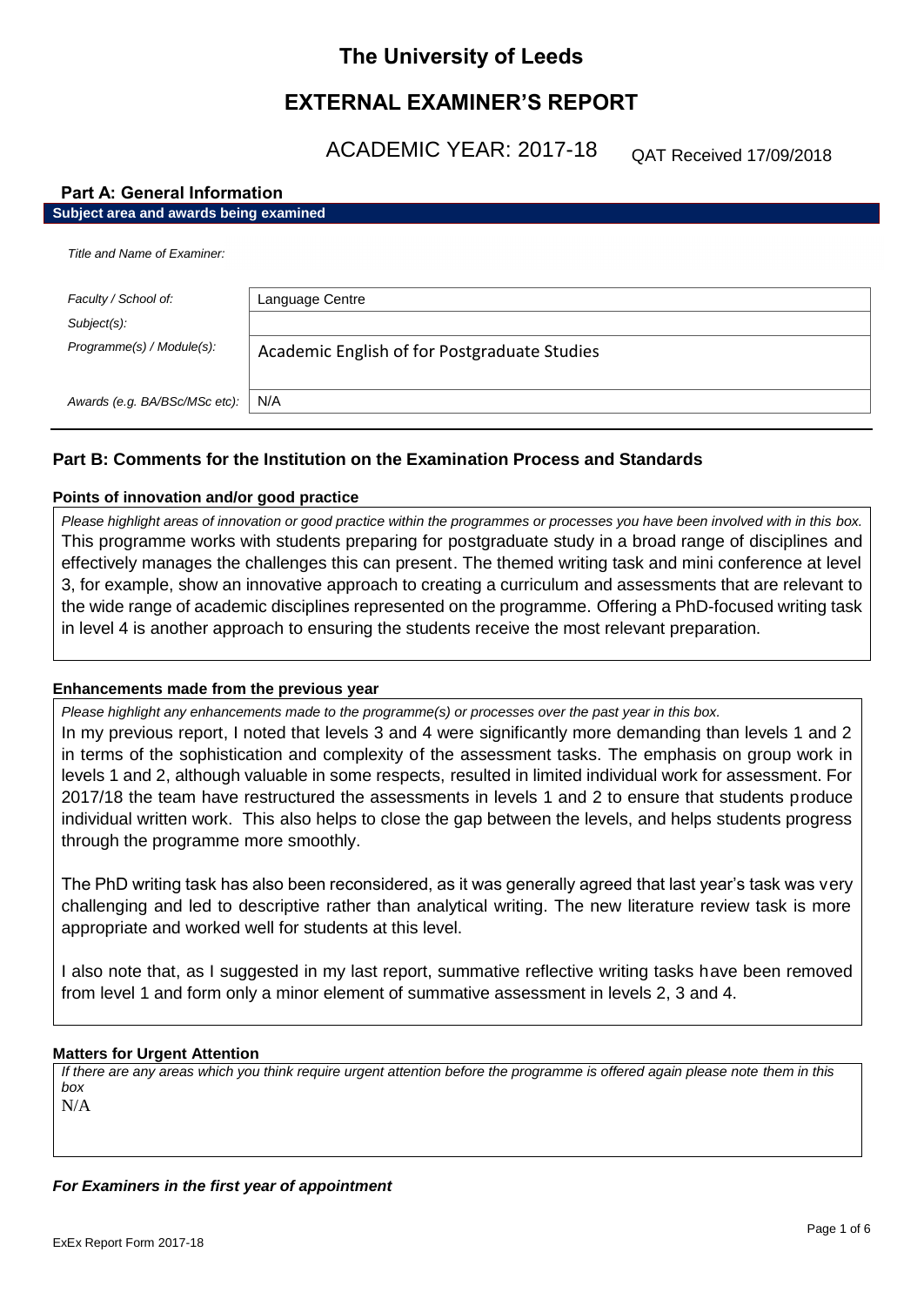# The University of Leeds

## EXTERNAL EXAMINER'S REPORT

ACADEMIC YEAR: 2017-18 QAT Received 17/09/2018

### Part A: General Information

**Subject area and awards being examined**

| | |
|---|---|
| *Title and Name of Examiner:* | |
| *Faculty / School of:* | Language Centre |
| *Subject(s):* | |
| *Programme(s) / Module(s):* | Academic English of for Postgraduate Studies |
| *Awards (e.g. BA/BSc/MSc etc):* | N/A |

### Part B: Comments for the Institution on the Examination Process and Standards

**Points of innovation and/or good practice**

*Please highlight areas of innovation or good practice within the programmes or processes you have been involved with in this box.*

This programme works with students preparing for postgraduate study in a broad range of disciplines and effectively manages the challenges this can present. The themed writing task and mini conference at level 3, for example, show an innovative approach to creating a curriculum and assessments that are relevant to the wide range of academic disciplines represented on the programme. Offering a PhD-focused writing task in level 4 is another approach to ensuring the students receive the most relevant preparation.

**Enhancements made from the previous year**

*Please highlight any enhancements made to the programme(s) or processes over the past year in this box.*

In my previous report, I noted that levels 3 and 4 were significantly more demanding than levels 1 and 2 in terms of the sophistication and complexity of the assessment tasks. The emphasis on group work in levels 1 and 2, although valuable in some respects, resulted in limited individual work for assessment. For 2017/18 the team have restructured the assessments in levels 1 and 2 to ensure that students produce individual written work. This also helps to close the gap between the levels, and helps students progress through the programme more smoothly.

The PhD writing task has also been reconsidered, as it was generally agreed that last year's task was very challenging and led to descriptive rather than analytical writing. The new literature review task is more appropriate and worked well for students at this level.

I also note that, as I suggested in my last report, summative reflective writing tasks have been removed from level 1 and form only a minor element of summative assessment in levels 2, 3 and 4.

**Matters for Urgent Attention**

*If there are any areas which you think require urgent attention before the programme is offered again please note them in this box*

N/A

***For Examiners in the first year of appointment***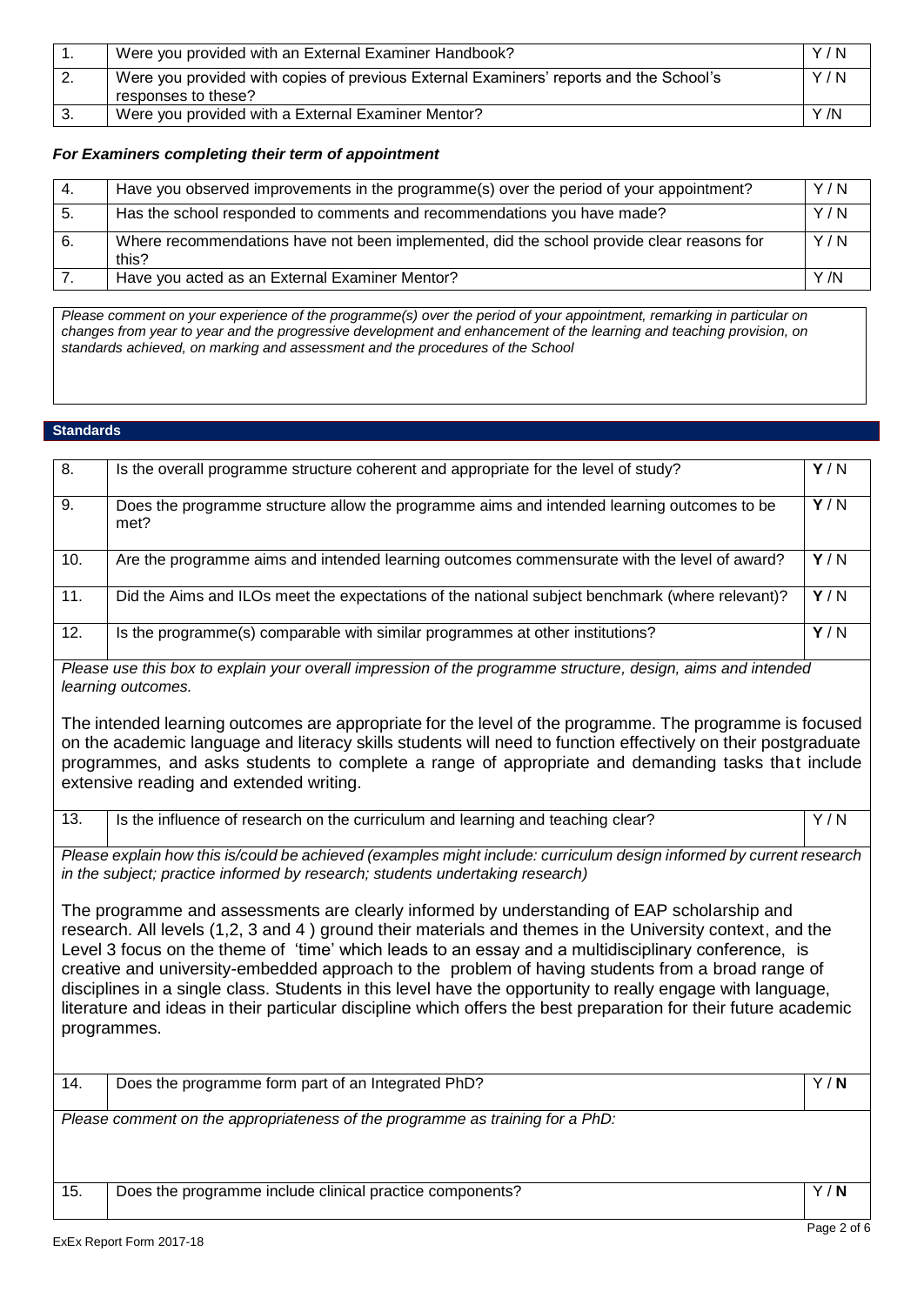| 1. | Were you provided with an External Examiner Handbook? | Y / N |
|---|---|---|
| 2. | Were you provided with copies of previous External Examiners' reports and the School's responses to these? | Y / N |
| 3. | Were you provided with a External Examiner Mentor? | Y /N |

### *For Examiners completing their term of appointment*

| 4. | Have you observed improvements in the programme(s) over the period of your appointment? | Y / N |
|---|---|---|
| 5. | Has the school responded to comments and recommendations you have made? | Y / N |
| 6. | Where recommendations have not been implemented, did the school provide clear reasons for this? | Y / N |
| 7. | Have you acted as an External Examiner Mentor? | Y /N |

*Please comment on your experience of the programme(s) over the period of your appointment, remarking in particular on changes from year to year and the progressive development and enhancement of the learning and teaching provision, on standards achieved, on marking and assessment and the procedures of the School*

## Standards

| 8. | Is the overall programme structure coherent and appropriate for the level of study? | **Y** / N |
|---|---|---|
| 9. | Does the programme structure allow the programme aims and intended learning outcomes to be met? | **Y** / N |
| 10. | Are the programme aims and intended learning outcomes commensurate with the level of award? | **Y** / N |
| 11. | Did the Aims and ILOs meet the expectations of the national subject benchmark (where relevant)? | **Y** / N |
| 12. | Is the programme(s) comparable with similar programmes at other institutions? | **Y** / N |

*Please use this box to explain your overall impression of the programme structure, design, aims and intended learning outcomes.*

The intended learning outcomes are appropriate for the level of the programme. The programme is focused on the academic language and literacy skills students will need to function effectively on their postgraduate programmes, and asks students to complete a range of appropriate and demanding tasks that include extensive reading and extended writing.

| 13. | Is the influence of research on the curriculum and learning and teaching clear? | Y / N |
|---|---|---|

*Please explain how this is/could be achieved (examples might include: curriculum design informed by current research in the subject; practice informed by research; students undertaking research)*

The programme and assessments are clearly informed by understanding of EAP scholarship and research. All levels (1,2, 3 and 4 ) ground their materials and themes in the University context, and the Level 3 focus on the theme of 'time' which leads to an essay and a multidisciplinary conference, is creative and university-embedded approach to the problem of having students from a broad range of disciplines in a single class. Students in this level have the opportunity to really engage with language, literature and ideas in their particular discipline which offers the best preparation for their future academic programmes.

| 14. | Does the programme form part of an Integrated PhD? | Y / **N** |
|---|---|---|

*Please comment on the appropriateness of the programme as training for a PhD:*

| 15. | Does the programme include clinical practice components? | Y / **N** |
|---|---|---|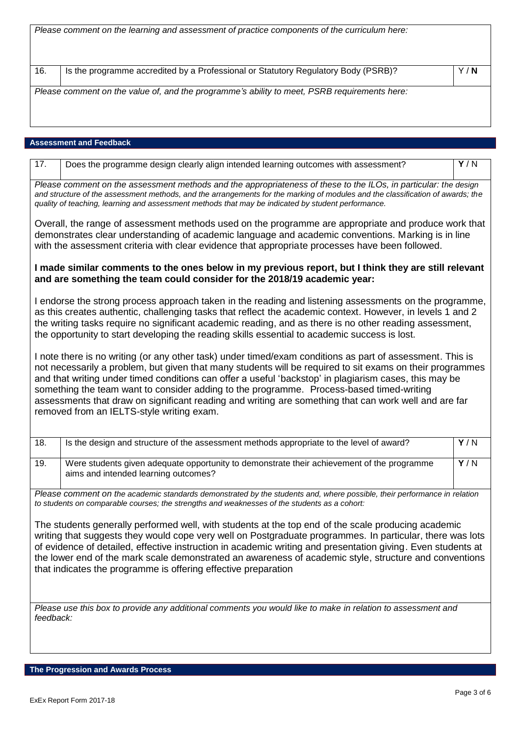*Please comment on the learning and assessment of practice components of the curriculum here:*

| | | |
|---|---|---|
| 16. | Is the programme accredited by a Professional or Statutory Regulatory Body (PSRB)? | Y / **N** |

*Please comment on the value of, and the programme's ability to meet, PSRB requirements here:*

## Assessment and Feedback

| | | |
|---|---|---|
| 17. | Does the programme design clearly align intended learning outcomes with assessment? | **Y** / N |

*Please comment on the assessment methods and the appropriateness of these to the ILOs, in particular: the design and structure of the assessment methods, and the arrangements for the marking of modules and the classification of awards; the quality of teaching, learning and assessment methods that may be indicated by student performance.*

Overall, the range of assessment methods used on the programme are appropriate and produce work that demonstrates clear understanding of academic language and academic conventions. Marking is in line with the assessment criteria with clear evidence that appropriate processes have been followed.

**I made similar comments to the ones below in my previous report, but I think they are still relevant and are something the team could consider for the 2018/19 academic year:**

I endorse the strong process approach taken in the reading and listening assessments on the programme, as this creates authentic, challenging tasks that reflect the academic context. However, in levels 1 and 2 the writing tasks require no significant academic reading, and as there is no other reading assessment, the opportunity to start developing the reading skills essential to academic success is lost.

I note there is no writing (or any other task) under timed/exam conditions as part of assessment. This is not necessarily a problem, but given that many students will be required to sit exams on their programmes and that writing under timed conditions can offer a useful 'backstop' in plagiarism cases, this may be something the team want to consider adding to the programme. Process-based timed-writing assessments that draw on significant reading and writing are something that can work well and are far removed from an IELTS-style writing exam.

| | | |
|---|---|---|
| 18. | Is the design and structure of the assessment methods appropriate to the level of award? | **Y** / N |
| 19. | Were students given adequate opportunity to demonstrate their achievement of the programme aims and intended learning outcomes? | **Y** / N |

*Please comment on the academic standards demonstrated by the students and, where possible, their performance in relation to students on comparable courses; the strengths and weaknesses of the students as a cohort:*

The students generally performed well, with students at the top end of the scale producing academic writing that suggests they would cope very well on Postgraduate programmes. In particular, there was lots of evidence of detailed, effective instruction in academic writing and presentation giving. Even students at the lower end of the mark scale demonstrated an awareness of academic style, structure and conventions that indicates the programme is offering effective preparation

*Please use this box to provide any additional comments you would like to make in relation to assessment and feedback:*

## The Progression and Awards Process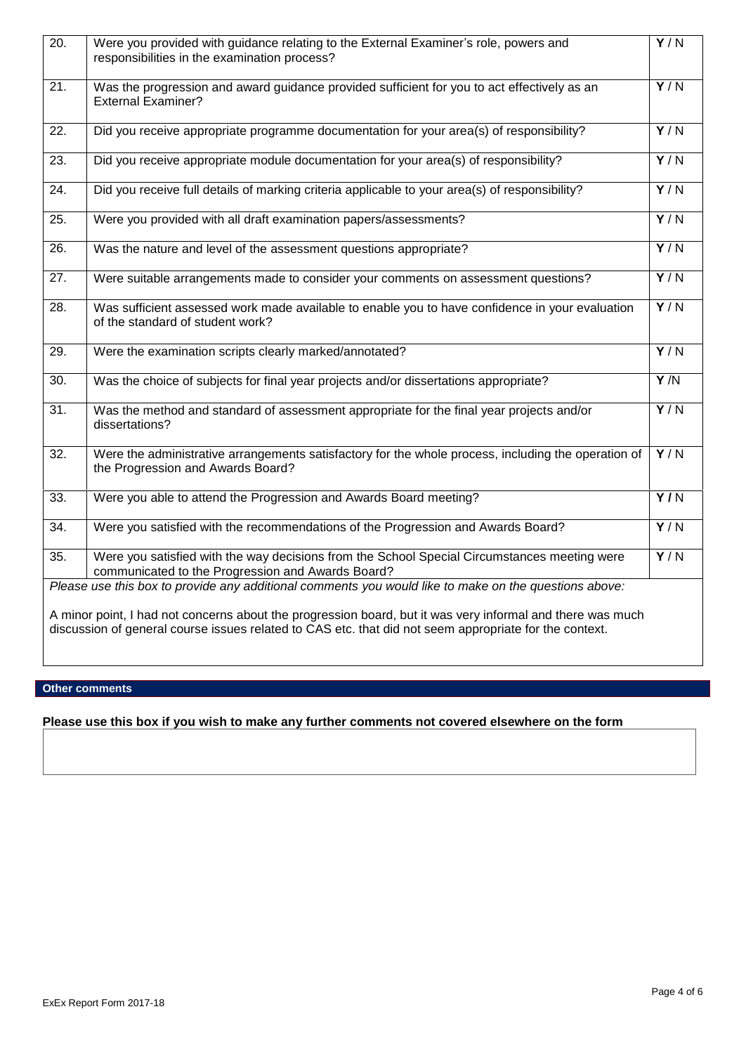| | | |
|---|---|---|
| 20. | Were you provided with guidance relating to the External Examiner's role, powers and responsibilities in the examination process? | Y / N |
| 21. | Was the progression and award guidance provided sufficient for you to act effectively as an External Examiner? | Y / N |
| 22. | Did you receive appropriate programme documentation for your area(s) of responsibility? | Y / N |
| 23. | Did you receive appropriate module documentation for your area(s) of responsibility? | Y / N |
| 24. | Did you receive full details of marking criteria applicable to your area(s) of responsibility? | Y / N |
| 25. | Were you provided with all draft examination papers/assessments? | Y / N |
| 26. | Was the nature and level of the assessment questions appropriate? | Y / N |
| 27. | Were suitable arrangements made to consider your comments on assessment questions? | Y / N |
| 28. | Was sufficient assessed work made available to enable you to have confidence in your evaluation of the standard of student work? | Y / N |
| 29. | Were the examination scripts clearly marked/annotated? | Y / N |
| 30. | Was the choice of subjects for final year projects and/or dissertations appropriate? | Y /N |
| 31. | Was the method and standard of assessment appropriate for the final year projects and/or dissertations? | Y / N |
| 32. | Were the administrative arrangements satisfactory for the whole process, including the operation of the Progression and Awards Board? | Y / N |
| 33. | Were you able to attend the Progression and Awards Board meeting? | Y / N |
| 34. | Were you satisfied with the recommendations of the Progression and Awards Board? | Y / N |
| 35. | Were you satisfied with the way decisions from the School Special Circumstances meeting were communicated to the Progression and Awards Board? | Y / N |

*Please use this box to provide any additional comments you would like to make on the questions above:*

A minor point, I had not concerns about the progression board, but it was very informal and there was much discussion of general course issues related to CAS etc. that did not seem appropriate for the context.

## Other comments

**Please use this box if you wish to make any further comments not covered elsewhere on the form**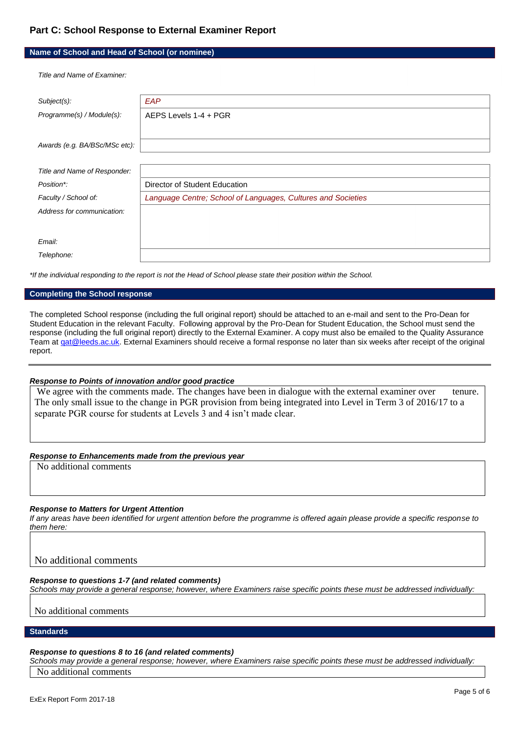## Part C: School Response to External Examiner Report

### Name of School and Head of School (or nominee)

| | |
|---|---|
| *Title and Name of Examiner:* | |
| *Subject(s):* | *EAP* |
| *Programme(s) / Module(s):* | AEPS Levels 1-4 + PGR |
| *Awards (e.g. BA/BSc/MSc etc):* | |
| *Title and Name of Responder:* | |
| *Position\*:* | Director of Student Education |
| *Faculty / School of:* | *Language Centre; School of Languages, Cultures and Societies* |
| *Address for communication:* | |
| *Email:* | |
| *Telephone:* | |

*\*If the individual responding to the report is not the Head of School please state their position within the School.*

### Completing the School response

The completed School response (including the full original report) should be attached to an e-mail and sent to the Pro-Dean for Student Education in the relevant Faculty. Following approval by the Pro-Dean for Student Education, the School must send the response (including the full original report) directly to the External Examiner. A copy must also be emailed to the Quality Assurance Team at qat@leeds.ac.uk. External Examiners should receive a formal response no later than six weeks after receipt of the original report.

---

***Response to Points of innovation and/or good practice***

We agree with the comments made. The changes have been in dialogue with the external examiner over tenure. The only small issue to the change in PGR provision from being integrated into Level in Term 3 of 2016/17 to a separate PGR course for students at Levels 3 and 4 isn't made clear.

***Response to Enhancements made from the previous year***

No additional comments

***Response to Matters for Urgent Attention***

*If any areas have been identified for urgent attention before the programme is offered again please provide a specific response to them here:*

No additional comments

***Response to questions 1-7 (and related comments)***

*Schools may provide a general response; however, where Examiners raise specific points these must be addressed individually:*

No additional comments

### Standards

***Response to questions 8 to 16 (and related comments)***

*Schools may provide a general response; however, where Examiners raise specific points these must be addressed individually:*

No additional comments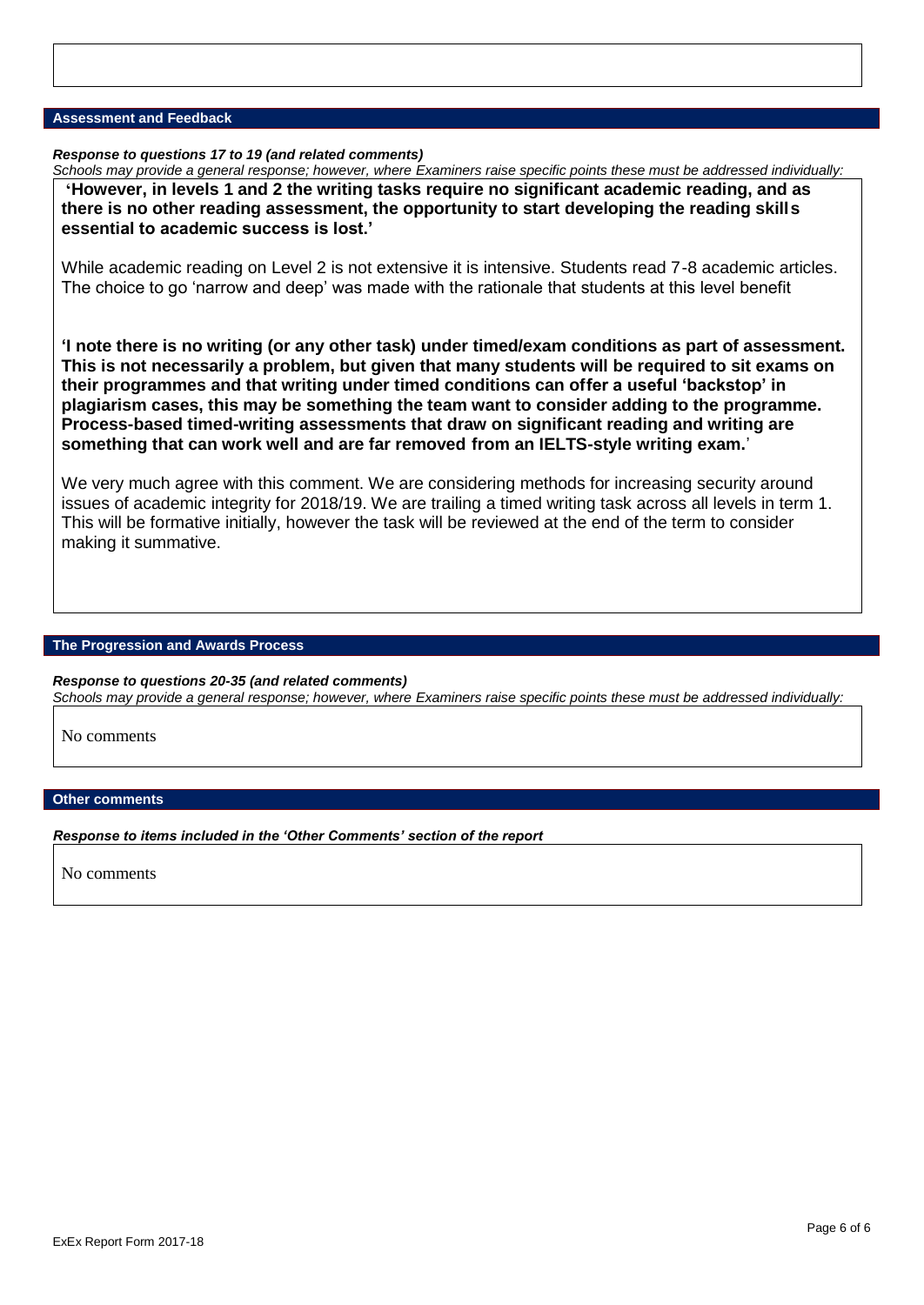## Assessment and Feedback

***Response to questions 17 to 19 (and related comments)***

*Schools may provide a general response; however, where Examiners raise specific points these must be addressed individually:*

**'However, in levels 1 and 2 the writing tasks require no significant academic reading, and as there is no other reading assessment, the opportunity to start developing the reading skills essential to academic success is lost.'**

While academic reading on Level 2 is not extensive it is intensive. Students read 7-8 academic articles. The choice to go 'narrow and deep' was made with the rationale that students at this level benefit

**'I note there is no writing (or any other task) under timed/exam conditions as part of assessment. This is not necessarily a problem, but given that many students will be required to sit exams on their programmes and that writing under timed conditions can offer a useful 'backstop' in plagiarism cases, this may be something the team want to consider adding to the programme. Process-based timed-writing assessments that draw on significant reading and writing are something that can work well and are far removed from an IELTS-style writing exam.**'

We very much agree with this comment. We are considering methods for increasing security around issues of academic integrity for 2018/19. We are trailing a timed writing task across all levels in term 1. This will be formative initially, however the task will be reviewed at the end of the term to consider making it summative.

## The Progression and Awards Process

***Response to questions 20-35 (and related comments)***

*Schools may provide a general response; however, where Examiners raise specific points these must be addressed individually:*

No comments

## Other comments

***Response to items included in the 'Other Comments' section of the report***

No comments